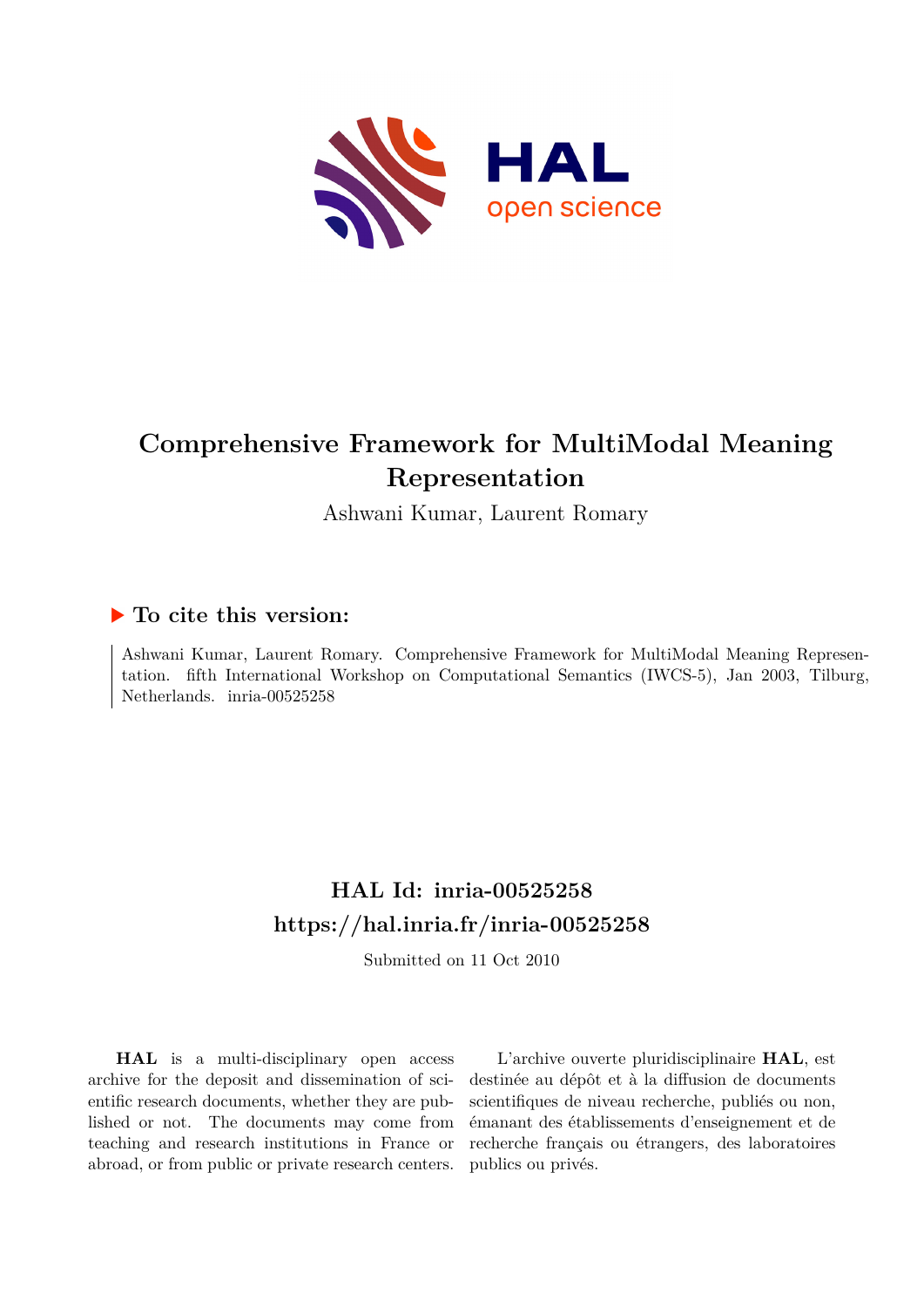# Comprehensive Framework for MultiModal Meaning Representation

Ashwani Kumar, Laurent Romary

## ▶ To cite this version:

Ashwani Kumar, Laurent Romary. Comprehensive Framework for MultiModal Meaning Representation. fifth International Workshop on Computational Semantics (IWCS-5), Jan 2003, Tilburg, Netherlands. inria-00525258

## HAL Id: inria-00525258

## https://hal.inria.fr/inria-00525258

Submitted on 11 Oct 2010

**HAL** is a multi-disciplinary open access archive for the deposit and dissemination of scientific research documents, whether they are published or not. The documents may come from teaching and research institutions in France or abroad, or from public or private research centers.

L'archive ouverte pluridisciplinaire **HAL**, est destinée au dépôt et à la diffusion de documents scientifiques de niveau recherche, publiés ou non, émanant des établissements d'enseignement et de recherche français ou étrangers, des laboratoires publics ou privés.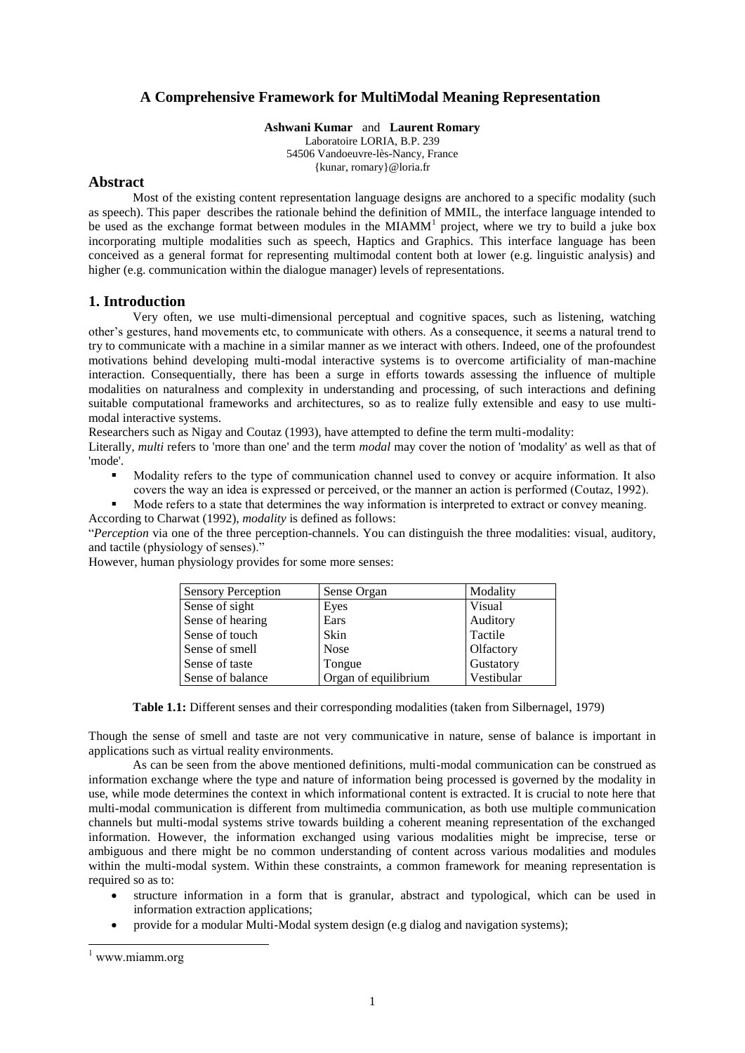# A Comprehensive Framework for MultiModal Meaning Representation

**Ashwani Kumar** and **Laurent Romary**
Laboratoire LORIA, B.P. 239
54506 Vandoeuvre-lès-Nancy, France
{kunar, romary}@loria.fr

## Abstract

Most of the existing content representation language designs are anchored to a specific modality (such as speech). This paper describes the rationale behind the definition of MMIL, the interface language intended to be used as the exchange format between modules in the MIAMM[1] project, where we try to build a juke box incorporating multiple modalities such as speech, Haptics and Graphics. This interface language has been conceived as a general format for representing multimodal content both at lower (e.g. linguistic analysis) and higher (e.g. communication within the dialogue manager) levels of representations.

## 1. Introduction

Very often, we use multi-dimensional perceptual and cognitive spaces, such as listening, watching other's gestures, hand movements etc, to communicate with others. As a consequence, it seems a natural trend to try to communicate with a machine in a similar manner as we interact with others. Indeed, one of the profoundest motivations behind developing multi-modal interactive systems is to overcome artificiality of man-machine interaction. Consequentially, there has been a surge in efforts towards assessing the influence of multiple modalities on naturalness and complexity in understanding and processing, of such interactions and defining suitable computational frameworks and architectures, so as to realize fully extensible and easy to use multi-modal interactive systems.

Researchers such as Nigay and Coutaz (1993), have attempted to define the term multi-modality:

Literally, *multi* refers to 'more than one' and the term *modal* may cover the notion of 'modality' as well as that of 'mode'.

- Modality refers to the type of communication channel used to convey or acquire information. It also covers the way an idea is expressed or perceived, or the manner an action is performed (Coutaz, 1992).
- Mode refers to a state that determines the way information is interpreted to extract or convey meaning.

According to Charwat (1992), *modality* is defined as follows:

"*Perception* via one of the three perception-channels. You can distinguish the three modalities: visual, auditory, and tactile (physiology of senses)."

However, human physiology provides for some more senses:

| Sensory Perception | Sense Organ | Modality |
|---|---|---|
| Sense of sight | Eyes | Visual |
| Sense of hearing | Ears | Auditory |
| Sense of touch | Skin | Tactile |
| Sense of smell | Nose | Olfactory |
| Sense of taste | Tongue | Gustatory |
| Sense of balance | Organ of equilibrium | Vestibular |

**Table 1.1:** Different senses and their corresponding modalities (taken from Silbernagel, 1979)

Though the sense of smell and taste are not very communicative in nature, sense of balance is important in applications such as virtual reality environments.

As can be seen from the above mentioned definitions, multi-modal communication can be construed as information exchange where the type and nature of information being processed is governed by the modality in use, while mode determines the context in which informational content is extracted. It is crucial to note here that multi-modal communication is different from multimedia communication, as both use multiple communication channels but multi-modal systems strive towards building a coherent meaning representation of the exchanged information. However, the information exchanged using various modalities might be imprecise, terse or ambiguous and there might be no common understanding of content across various modalities and modules within the multi-modal system. Within these constraints, a common framework for meaning representation is required so as to:

- structure information in a form that is granular, abstract and typological, which can be used in information extraction applications;
- provide for a modular Multi-Modal system design (e.g dialog and navigation systems);

[1] www.miamm.org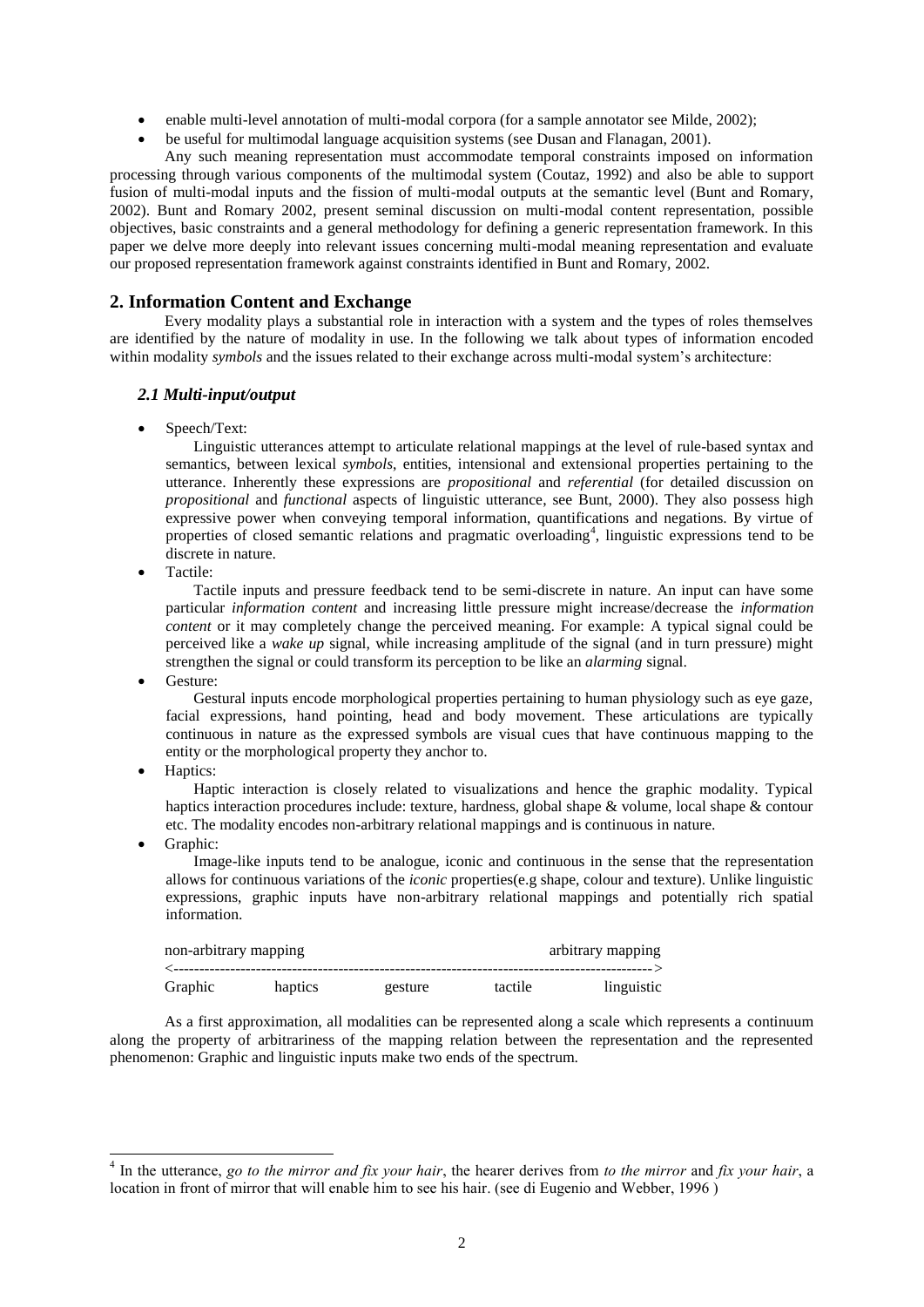- enable multi-level annotation of multi-modal corpora (for a sample annotator see Milde, 2002);
- be useful for multimodal language acquisition systems (see Dusan and Flanagan, 2001).

Any such meaning representation must accommodate temporal constraints imposed on information processing through various components of the multimodal system (Coutaz, 1992) and also be able to support fusion of multi-modal inputs and the fission of multi-modal outputs at the semantic level (Bunt and Romary, 2002). Bunt and Romary 2002, present seminal discussion on multi-modal content representation, possible objectives, basic constraints and a general methodology for defining a generic representation framework. In this paper we delve more deeply into relevant issues concerning multi-modal meaning representation and evaluate our proposed representation framework against constraints identified in Bunt and Romary, 2002.

## 2. Information Content and Exchange

Every modality plays a substantial role in interaction with a system and the types of roles themselves are identified by the nature of modality in use. In the following we talk about types of information encoded within modality *symbols* and the issues related to their exchange across multi-modal system's architecture:

### *2.1 Multi-input/output*

- Speech/Text:

  Linguistic utterances attempt to articulate relational mappings at the level of rule-based syntax and semantics, between lexical *symbols*, entities, intensional and extensional properties pertaining to the utterance. Inherently these expressions are *propositional* and *referential* (for detailed discussion on *propositional* and *functional* aspects of linguistic utterance, see Bunt, 2000). They also possess high expressive power when conveying temporal information, quantifications and negations. By virtue of properties of closed semantic relations and pragmatic overloading[4], linguistic expressions tend to be discrete in nature.

- Tactile:

  Tactile inputs and pressure feedback tend to be semi-discrete in nature. An input can have some particular *information content* and increasing little pressure might increase/decrease the *information content* or it may completely change the perceived meaning. For example: A typical signal could be perceived like a *wake up* signal, while increasing amplitude of the signal (and in turn pressure) might strengthen the signal or could transform its perception to be like an *alarming* signal.

- Gesture:

  Gestural inputs encode morphological properties pertaining to human physiology such as eye gaze, facial expressions, hand pointing, head and body movement. These articulations are typically continuous in nature as the expressed symbols are visual cues that have continuous mapping to the entity or the morphological property they anchor to.

- Haptics:

  Haptic interaction is closely related to visualizations and hence the graphic modality. Typical haptics interaction procedures include: texture, hardness, global shape & volume, local shape & contour etc. The modality encodes non-arbitrary relational mappings and is continuous in nature.

- Graphic:

  Image-like inputs tend to be analogue, iconic and continuous in the sense that the representation allows for continuous variations of the *iconic* properties(e.g shape, colour and texture). Unlike linguistic expressions, graphic inputs have non-arbitrary relational mappings and potentially rich spatial information.

```
non-arbitrary mapping                                              arbitrary mapping
<--------------------------------------------------------------------------------->
Graphic          haptics           gesture           tactile           linguistic
```

As a first approximation, all modalities can be represented along a scale which represents a continuum along the property of arbitrariness of the mapping relation between the representation and the represented phenomenon: Graphic and linguistic inputs make two ends of the spectrum.

---

[4] In the utterance, *go to the mirror and fix your hair*, the hearer derives from *to the mirror* and *fix your hair*, a location in front of mirror that will enable him to see his hair. (see di Eugenio and Webber, 1996 )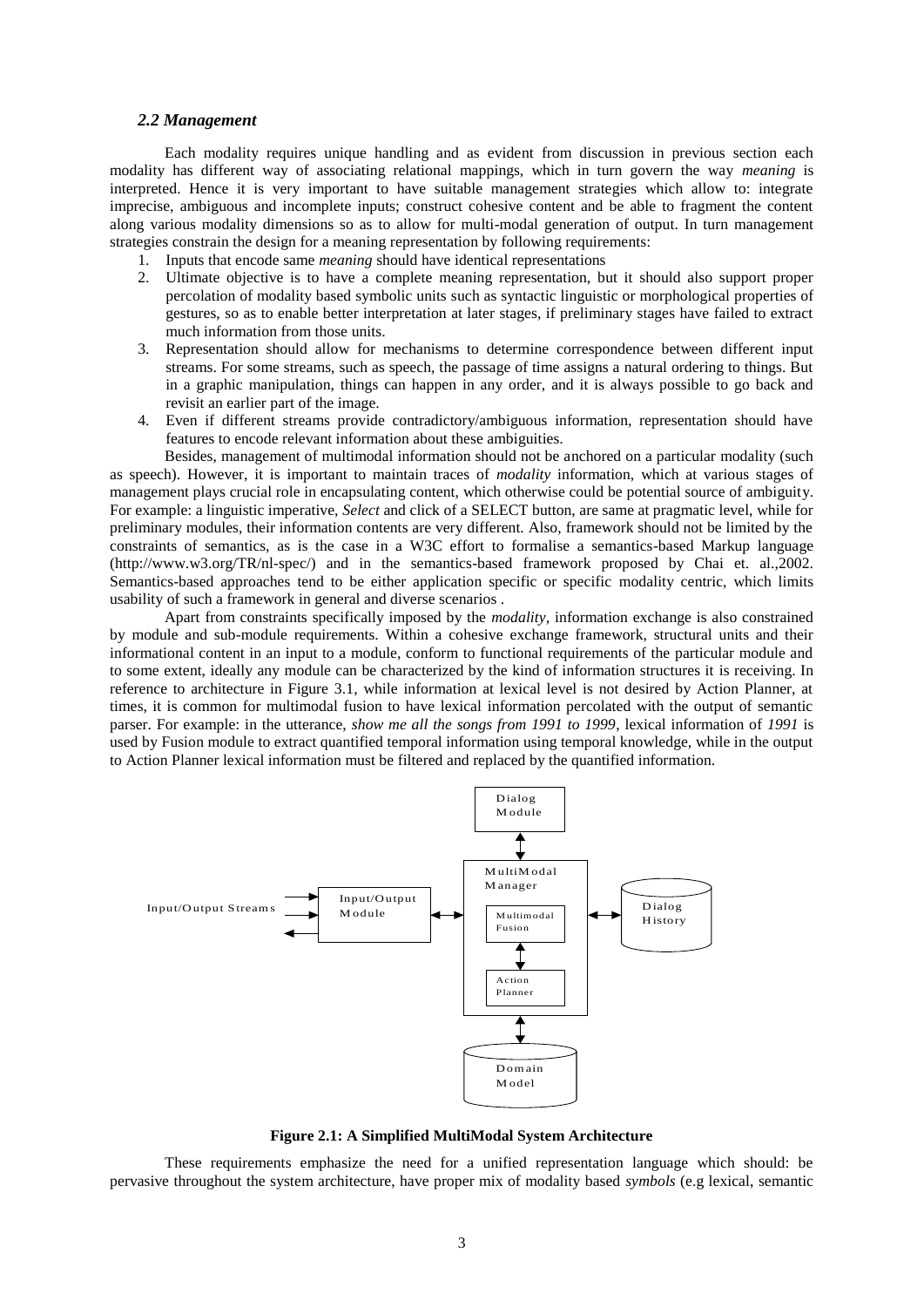### *2.2 Management*

Each modality requires unique handling and as evident from discussion in previous section each modality has different way of associating relational mappings, which in turn govern the way *meaning* is interpreted. Hence it is very important to have suitable management strategies which allow to: integrate imprecise, ambiguous and incomplete inputs; construct cohesive content and be able to fragment the content along various modality dimensions so as to allow for multi-modal generation of output. In turn management strategies constrain the design for a meaning representation by following requirements:

1. Inputs that encode same *meaning* should have identical representations
2. Ultimate objective is to have a complete meaning representation, but it should also support proper percolation of modality based symbolic units such as syntactic linguistic or morphological properties of gestures, so as to enable better interpretation at later stages, if preliminary stages have failed to extract much information from those units.
3. Representation should allow for mechanisms to determine correspondence between different input streams. For some streams, such as speech, the passage of time assigns a natural ordering to things. But in a graphic manipulation, things can happen in any order, and it is always possible to go back and revisit an earlier part of the image.
4. Even if different streams provide contradictory/ambiguous information, representation should have features to encode relevant information about these ambiguities.

Besides, management of multimodal information should not be anchored on a particular modality (such as speech). However, it is important to maintain traces of *modality* information, which at various stages of management plays crucial role in encapsulating content, which otherwise could be potential source of ambiguity. For example: a linguistic imperative, *Select* and click of a SELECT button, are same at pragmatic level, while for preliminary modules, their information contents are very different. Also, framework should not be limited by the constraints of semantics, as is the case in a W3C effort to formalise a semantics-based Markup language (http://www.w3.org/TR/nl-spec/) and in the semantics-based framework proposed by Chai et. al.,2002. Semantics-based approaches tend to be either application specific or specific modality centric, which limits usability of such a framework in general and diverse scenarios .

Apart from constraints specifically imposed by the *modality*, information exchange is also constrained by module and sub-module requirements. Within a cohesive exchange framework, structural units and their informational content in an input to a module, conform to functional requirements of the particular module and to some extent, ideally any module can be characterized by the kind of information structures it is receiving. In reference to architecture in Figure 3.1, while information at lexical level is not desired by Action Planner, at times, it is common for multimodal fusion to have lexical information percolated with the output of semantic parser. For example: in the utterance, *show me all the songs from 1991 to 1999*, lexical information of *1991* is used by Fusion module to extract quantified temporal information using temporal knowledge, while in the output to Action Planner lexical information must be filtered and replaced by the quantified information.

Input/Output Streams — Input/Output Module — MultiModal Manager (Multimodal Fusion, Action Planner) — Dialog Module — Dialog History — Domain Model

**Figure 2.1: A Simplified MultiModal System Architecture**

These requirements emphasize the need for a unified representation language which should: be pervasive throughout the system architecture, have proper mix of modality based *symbols* (e.g lexical, semantic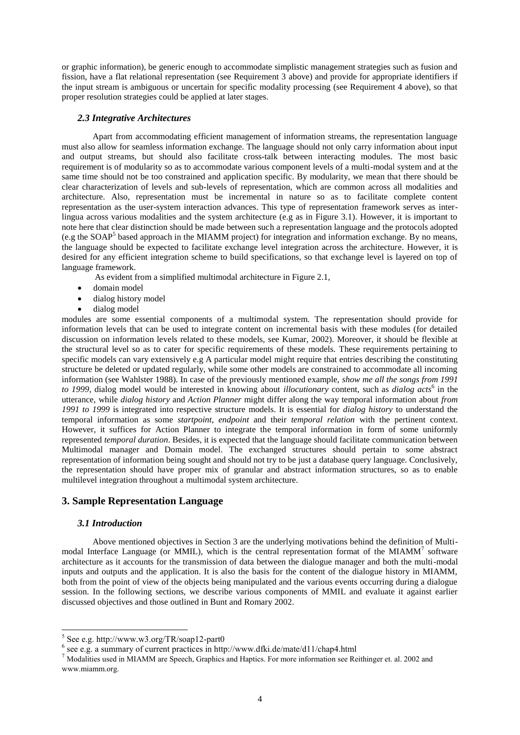or graphic information), be generic enough to accommodate simplistic management strategies such as fusion and fission, have a flat relational representation (see Requirement 3 above) and provide for appropriate identifiers if the input stream is ambiguous or uncertain for specific modality processing (see Requirement 4 above), so that proper resolution strategies could be applied at later stages.

### *2.3 Integrative Architectures*

Apart from accommodating efficient management of information streams, the representation language must also allow for seamless information exchange. The language should not only carry information about input and output streams, but should also facilitate cross-talk between interacting modules. The most basic requirement is of modularity so as to accommodate various component levels of a multi-modal system and at the same time should not be too constrained and application specific. By modularity, we mean that there should be clear characterization of levels and sub-levels of representation, which are common across all modalities and architecture. Also, representation must be incremental in nature so as to facilitate complete content representation as the user-system interaction advances. This type of representation framework serves as inter-lingua across various modalities and the system architecture (e.g as in Figure 3.1). However, it is important to note here that clear distinction should be made between such a representation language and the protocols adopted (e.g the SOAP[5] based approach in the MIAMM project) for integration and information exchange. By no means, the language should be expected to facilitate exchange level integration across the architecture. However, it is desired for any efficient integration scheme to build specifications, so that exchange level is layered on top of language framework.

As evident from a simplified multimodal architecture in Figure 2.1,

- domain model
- dialog history model
- dialog model

modules are some essential components of a multimodal system. The representation should provide for information levels that can be used to integrate content on incremental basis with these modules (for detailed discussion on information levels related to these models, see Kumar, 2002). Moreover, it should be flexible at the structural level so as to cater for specific requirements of these models. These requirements pertaining to specific models can vary extensively e.g A particular model might require that entries describing the constituting structure be deleted or updated regularly, while some other models are constrained to accommodate all incoming information (see Wahlster 1988). In case of the previously mentioned example, *show me all the songs from 1991 to 1999*, dialog model would be interested in knowing about *illocutionary* content, such as *dialog acts*[6] in the utterance, while *dialog history* and *Action Planner* might differ along the way temporal information about *from 1991 to 1999* is integrated into respective structure models. It is essential for *dialog history* to understand the temporal information as some *startpoint*, *endpoint* and their *temporal relation* with the pertinent context. However, it suffices for Action Planner to integrate the temporal information in form of some uniformly represented *temporal duration*. Besides, it is expected that the language should facilitate communication between Multimodal manager and Domain model. The exchanged structures should pertain to some abstract representation of information being sought and should not try to be just a database query language. Conclusively, the representation should have proper mix of granular and abstract information structures, so as to enable multilevel integration throughout a multimodal system architecture.

## 3. Sample Representation Language

### *3.1 Introduction*

Above mentioned objectives in Section 3 are the underlying motivations behind the definition of Multi-modal Interface Language (or MMIL), which is the central representation format of the MIAMM[7] software architecture as it accounts for the transmission of data between the dialogue manager and both the multi-modal inputs and outputs and the application. It is also the basis for the content of the dialogue history in MIAMM, both from the point of view of the objects being manipulated and the various events occurring during a dialogue session. In the following sections, we describe various components of MMIL and evaluate it against earlier discussed objectives and those outlined in Bunt and Romary 2002.

---

[5] See e.g. http://www.w3.org/TR/soap12-part0

[6] see e.g. a summary of current practices in http://www.dfki.de/mate/d11/chap4.html

[7] Modalities used in MIAMM are Speech, Graphics and Haptics. For more information see Reithinger et. al. 2002 and www.miamm.org.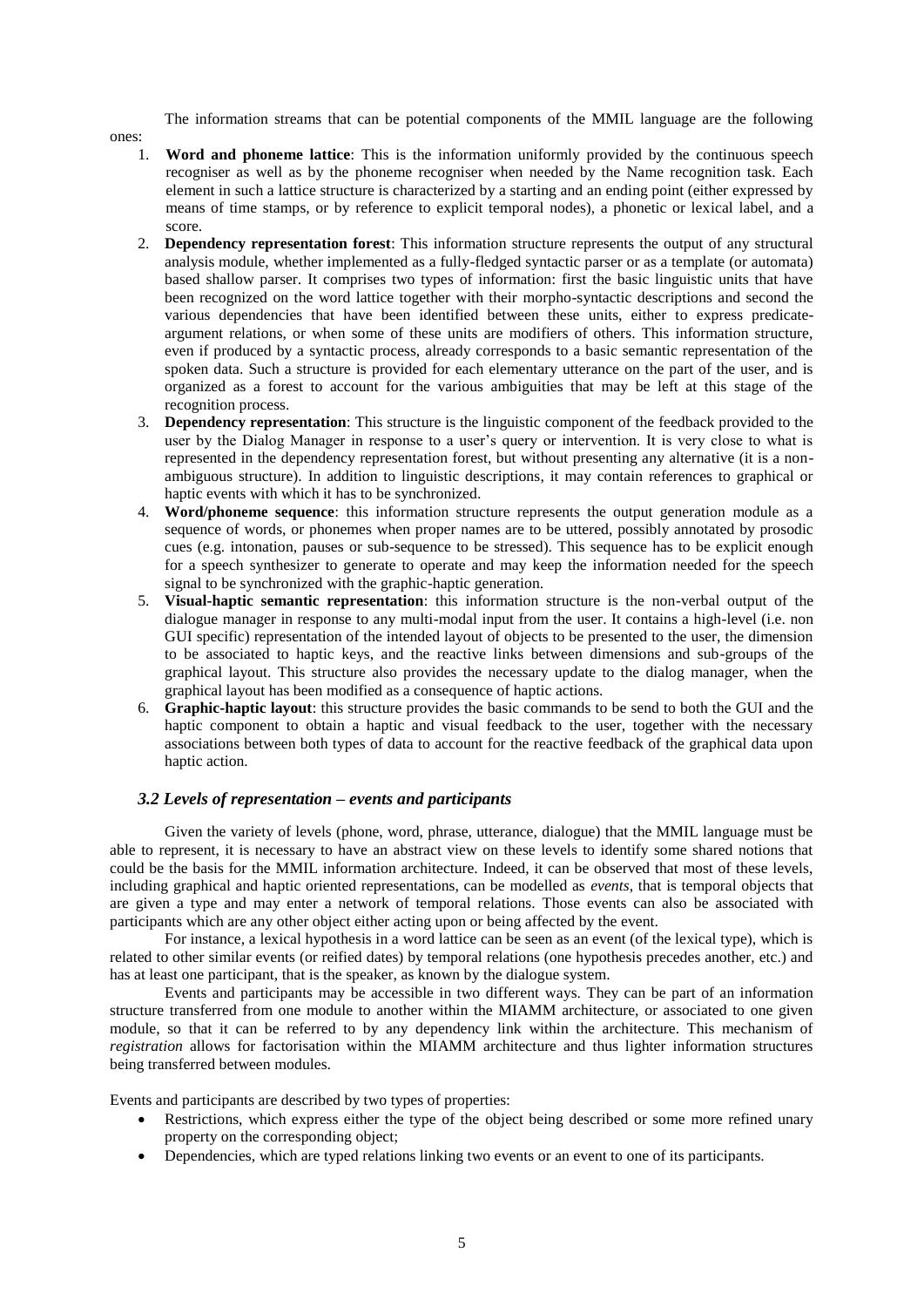The information streams that can be potential components of the MMIL language are the following ones:

1. **Word and phoneme lattice**: This is the information uniformly provided by the continuous speech recogniser as well as by the phoneme recogniser when needed by the Name recognition task. Each element in such a lattice structure is characterized by a starting and an ending point (either expressed by means of time stamps, or by reference to explicit temporal nodes), a phonetic or lexical label, and a score.
2. **Dependency representation forest**: This information structure represents the output of any structural analysis module, whether implemented as a fully-fledged syntactic parser or as a template (or automata) based shallow parser. It comprises two types of information: first the basic linguistic units that have been recognized on the word lattice together with their morpho-syntactic descriptions and second the various dependencies that have been identified between these units, either to express predicate-argument relations, or when some of these units are modifiers of others. This information structure, even if produced by a syntactic process, already corresponds to a basic semantic representation of the spoken data. Such a structure is provided for each elementary utterance on the part of the user, and is organized as a forest to account for the various ambiguities that may be left at this stage of the recognition process.
3. **Dependency representation**: This structure is the linguistic component of the feedback provided to the user by the Dialog Manager in response to a user's query or intervention. It is very close to what is represented in the dependency representation forest, but without presenting any alternative (it is a non-ambiguous structure). In addition to linguistic descriptions, it may contain references to graphical or haptic events with which it has to be synchronized.
4. **Word/phoneme sequence**: this information structure represents the output generation module as a sequence of words, or phonemes when proper names are to be uttered, possibly annotated by prosodic cues (e.g. intonation, pauses or sub-sequence to be stressed). This sequence has to be explicit enough for a speech synthesizer to generate to operate and may keep the information needed for the speech signal to be synchronized with the graphic-haptic generation.
5. **Visual-haptic semantic representation**: this information structure is the non-verbal output of the dialogue manager in response to any multi-modal input from the user. It contains a high-level (i.e. non GUI specific) representation of the intended layout of objects to be presented to the user, the dimension to be associated to haptic keys, and the reactive links between dimensions and sub-groups of the graphical layout. This structure also provides the necessary update to the dialog manager, when the graphical layout has been modified as a consequence of haptic actions.
6. **Graphic-haptic layout**: this structure provides the basic commands to be send to both the GUI and the haptic component to obtain a haptic and visual feedback to the user, together with the necessary associations between both types of data to account for the reactive feedback of the graphical data upon haptic action.

### *3.2 Levels of representation – events and participants*

Given the variety of levels (phone, word, phrase, utterance, dialogue) that the MMIL language must be able to represent, it is necessary to have an abstract view on these levels to identify some shared notions that could be the basis for the MMIL information architecture. Indeed, it can be observed that most of these levels, including graphical and haptic oriented representations, can be modelled as *events*, that is temporal objects that are given a type and may enter a network of temporal relations. Those events can also be associated with participants which are any other object either acting upon or being affected by the event.

For instance, a lexical hypothesis in a word lattice can be seen as an event (of the lexical type), which is related to other similar events (or reified dates) by temporal relations (one hypothesis precedes another, etc.) and has at least one participant, that is the speaker, as known by the dialogue system.

Events and participants may be accessible in two different ways. They can be part of an information structure transferred from one module to another within the MIAMM architecture, or associated to one given module, so that it can be referred to by any dependency link within the architecture. This mechanism of *registration* allows for factorisation within the MIAMM architecture and thus lighter information structures being transferred between modules.

Events and participants are described by two types of properties:

- Restrictions, which express either the type of the object being described or some more refined unary property on the corresponding object;
- Dependencies, which are typed relations linking two events or an event to one of its participants.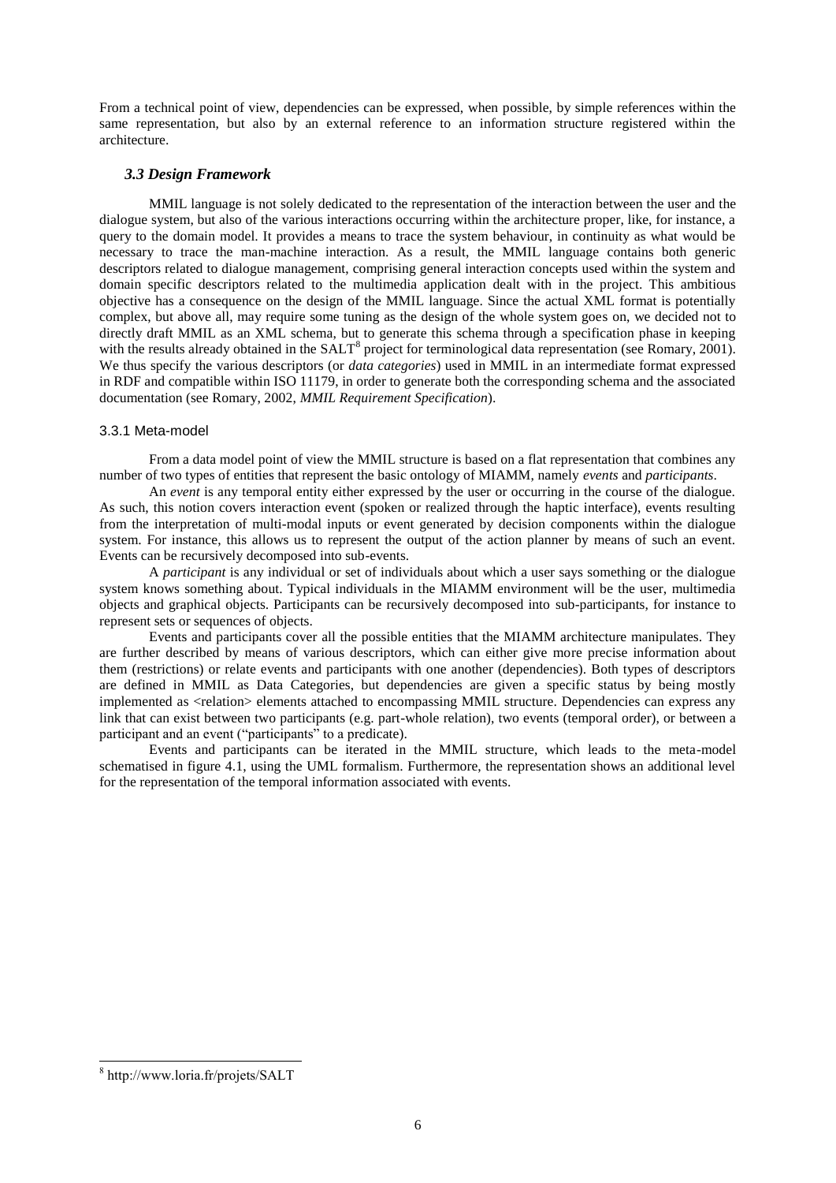From a technical point of view, dependencies can be expressed, when possible, by simple references within the same representation, but also by an external reference to an information structure registered within the architecture.

### *3.3 Design Framework*

MMIL language is not solely dedicated to the representation of the interaction between the user and the dialogue system, but also of the various interactions occurring within the architecture proper, like, for instance, a query to the domain model. It provides a means to trace the system behaviour, in continuity as what would be necessary to trace the man-machine interaction. As a result, the MMIL language contains both generic descriptors related to dialogue management, comprising general interaction concepts used within the system and domain specific descriptors related to the multimedia application dealt with in the project. This ambitious objective has a consequence on the design of the MMIL language. Since the actual XML format is potentially complex, but above all, may require some tuning as the design of the whole system goes on, we decided not to directly draft MMIL as an XML schema, but to generate this schema through a specification phase in keeping with the results already obtained in the SALT[8] project for terminological data representation (see Romary, 2001). We thus specify the various descriptors (or *data categories*) used in MMIL in an intermediate format expressed in RDF and compatible within ISO 11179, in order to generate both the corresponding schema and the associated documentation (see Romary, 2002, *MMIL Requirement Specification*).

#### 3.3.1 Meta-model

From a data model point of view the MMIL structure is based on a flat representation that combines any number of two types of entities that represent the basic ontology of MIAMM, namely *events* and *participants*.

An *event* is any temporal entity either expressed by the user or occurring in the course of the dialogue. As such, this notion covers interaction event (spoken or realized through the haptic interface), events resulting from the interpretation of multi-modal inputs or event generated by decision components within the dialogue system. For instance, this allows us to represent the output of the action planner by means of such an event. Events can be recursively decomposed into sub-events.

A *participant* is any individual or set of individuals about which a user says something or the dialogue system knows something about. Typical individuals in the MIAMM environment will be the user, multimedia objects and graphical objects. Participants can be recursively decomposed into sub-participants, for instance to represent sets or sequences of objects.

Events and participants cover all the possible entities that the MIAMM architecture manipulates. They are further described by means of various descriptors, which can either give more precise information about them (restrictions) or relate events and participants with one another (dependencies). Both types of descriptors are defined in MMIL as Data Categories, but dependencies are given a specific status by being mostly implemented as <relation> elements attached to encompassing MMIL structure. Dependencies can express any link that can exist between two participants (e.g. part-whole relation), two events (temporal order), or between a participant and an event ("participants" to a predicate).

Events and participants can be iterated in the MMIL structure, which leads to the meta-model schematised in figure 4.1, using the UML formalism. Furthermore, the representation shows an additional level for the representation of the temporal information associated with events.

---

[8] http://www.loria.fr/projets/SALT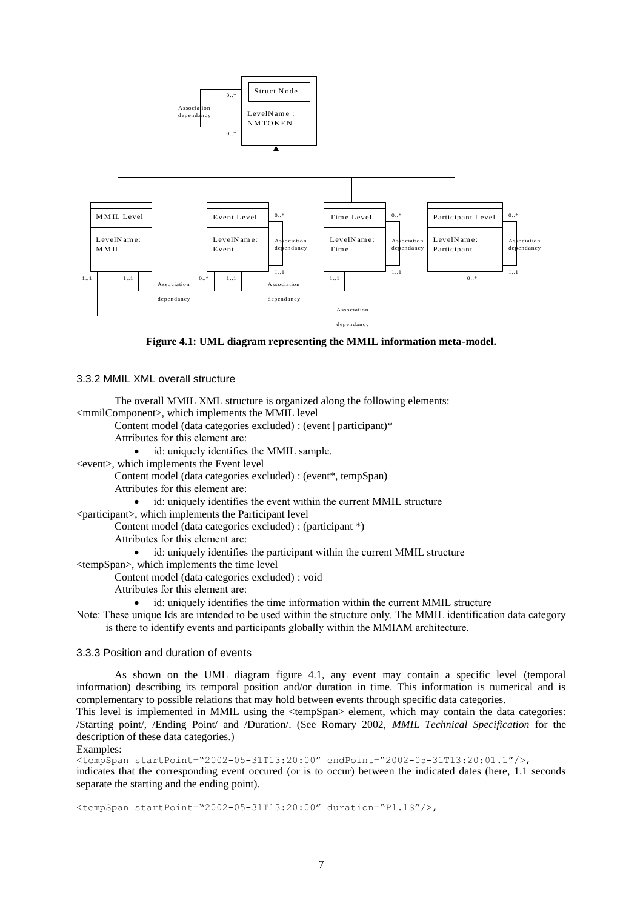**Figure 4.1: UML diagram representing the MMIL information meta-model.**

### 3.3.2 MMIL XML overall structure

The overall MMIL XML structure is organized along the following elements:

<mmilComponent>, which implements the MMIL level

Content model (data categories excluded) : (event | participant)*

Attributes for this element are:

- id: uniquely identifies the MMIL sample.

<event>, which implements the Event level

Content model (data categories excluded) : (event*, tempSpan)

Attributes for this element are:

- id: uniquely identifies the event within the current MMIL structure

<participant>, which implements the Participant level

Content model (data categories excluded) : (participant *)

Attributes for this element are:

- id: uniquely identifies the participant within the current MMIL structure

<tempSpan>, which implements the time level

Content model (data categories excluded) : void

Attributes for this element are:

- id: uniquely identifies the time information within the current MMIL structure

Note: These unique Ids are intended to be used within the structure only. The MMIL identification data category is there to identify events and participants globally within the MMIAM architecture.

### 3.3.3 Position and duration of events

As shown on the UML diagram figure 4.1, any event may contain a specific level (temporal information) describing its temporal position and/or duration in time. This information is numerical and is complementary to possible relations that may hold between events through specific data categories.

This level is implemented in MMIL using the <tempSpan> element, which may contain the data categories: /Starting point/, /Ending Point/ and /Duration/. (See Romary 2002, *MMIL Technical Specification* for the description of these data categories.)

Examples:

```
<tempSpan startPoint="2002-05-31T13:20:00" endPoint="2002-05-31T13:20:01.1"/>,
```

indicates that the corresponding event occured (or is to occur) between the indicated dates (here, 1.1 seconds separate the starting and the ending point).

```
<tempSpan startPoint="2002-05-31T13:20:00" duration="P1.1S"/>,
```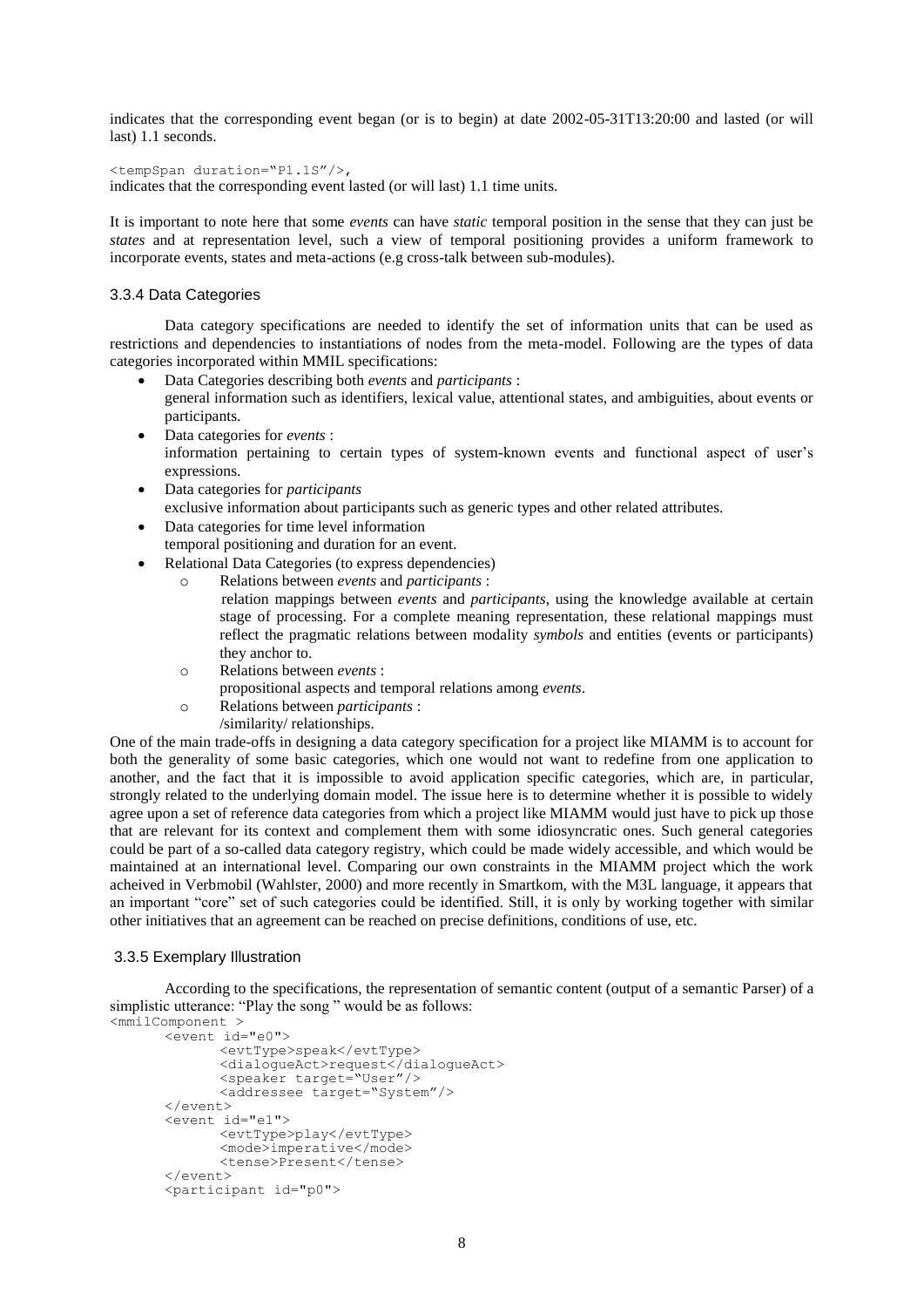indicates that the corresponding event began (or is to begin) at date 2002-05-31T13:20:00 and lasted (or will last) 1.1 seconds.

```
<tempSpan duration="P1.1S"/>,
```

indicates that the corresponding event lasted (or will last) 1.1 time units.

It is important to note here that some *events* can have *static* temporal position in the sense that they can just be *states* and at representation level, such a view of temporal positioning provides a uniform framework to incorporate events, states and meta-actions (e.g cross-talk between sub-modules).

### 3.3.4 Data Categories

Data category specifications are needed to identify the set of information units that can be used as restrictions and dependencies to instantiations of nodes from the meta-model. Following are the types of data categories incorporated within MMIL specifications:

- Data Categories describing both *events* and *participants* :
  general information such as identifiers, lexical value, attentional states, and ambiguities, about events or participants.
- Data categories for *events* :
  information pertaining to certain types of system-known events and functional aspect of user's expressions.
- Data categories for *participants*
  exclusive information about participants such as generic types and other related attributes.
- Data categories for time level information
  temporal positioning and duration for an event.
- Relational Data Categories (to express dependencies)
  - Relations between *events* and *participants* :
    relation mappings between *events* and *participants*, using the knowledge available at certain stage of processing. For a complete meaning representation, these relational mappings must reflect the pragmatic relations between modality *symbols* and entities (events or participants) they anchor to.
  - Relations between *events* :
    propositional aspects and temporal relations among *events*.
  - Relations between *participants* :
    /similarity/ relationships.

One of the main trade-offs in designing a data category specification for a project like MIAMM is to account for both the generality of some basic categories, which one would not want to redefine from one application to another, and the fact that it is impossible to avoid application specific categories, which are, in particular, strongly related to the underlying domain model. The issue here is to determine whether it is possible to widely agree upon a set of reference data categories from which a project like MIAMM would just have to pick up those that are relevant for its context and complement them with some idiosyncratic ones. Such general categories could be part of a so-called data category registry, which could be made widely accessible, and which would be maintained at an international level. Comparing our own constraints in the MIAMM project which the work acheived in Verbmobil (Wahlster, 2000) and more recently in Smartkom, with the M3L language, it appears that an important "core" set of such categories could be identified. Still, it is only by working together with similar other initiatives that an agreement can be reached on precise definitions, conditions of use, etc.

### 3.3.5 Exemplary Illustration

According to the specifications, the representation of semantic content (output of a semantic Parser) of a simplistic utterance: "Play the song " would be as follows:

```
<mmilComponent >
       <event id="e0">
              <evtType>speak</evtType>
              <dialogueAct>request</dialogueAct>
              <speaker target="User"/>
              <addressee target="System"/>
       </event>
       <event id="e1">
              <evtType>play</evtType>
              <mode>imperative</mode>
              <tense>Present</tense>
       </event>
       <participant id="p0">
```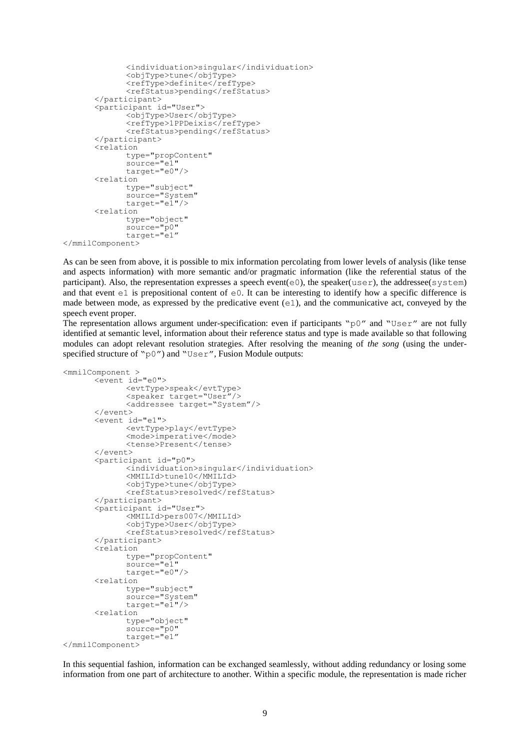```
            <individuation>singular</individuation>
            <objType>tune</objType>
            <refType>definite</refType>
            <refStatus>pending</refStatus>
      </participant>
      <participant id="User">
            <objType>User</objType>
            <refType>1PPDeixis</refType>
            <refStatus>pending</refStatus>
      </participant>
      <relation
            type="propContent"
            source="e1"
            target="e0"/>
      <relation
            type="subject"
            source="System"
            target="e1"/>
      <relation
            type="object"
            source="p0"
            target="e1"
</mmilComponent>
```

As can be seen from above, it is possible to mix information percolating from lower levels of analysis (like tense and aspects information) with more semantic and/or pragmatic information (like the referential status of the participant). Also, the representation expresses a speech event(`e0`), the speaker(`user`), the addressee(`system`) and that event `e1` is prepositional content of `e0`. It can be interesting to identify how a specific difference is made between mode, as expressed by the predicative event (`e1`), and the communicative act, conveyed by the speech event proper.

The representation allows argument under-specification: even if participants "`p0`" and "`User`" are not fully identified at semantic level, information about their reference status and type is made available so that following modules can adopt relevant resolution strategies. After resolving the meaning of *the song* (using the under-specified structure of "`p0`") and "`User`", Fusion Module outputs:

```
<mmilComponent >
      <event id="e0">
            <evtType>speak</evtType>
            <speaker target="User"/>
            <addressee target="System"/>
      </event>
      <event id="e1">
            <evtType>play</evtType>
            <mode>imperative</mode>
            <tense>Present</tense>
      </event>
      <participant id="p0">
            <individuation>singular</individuation>
            <MMILId>tune10</MMILId>
            <objType>tune</objType>
            <refStatus>resolved</refStatus>
      </participant>
      <participant id="User">
            <MMILId>pers007</MMILId>
            <objType>User</objType>
            <refStatus>resolved</refStatus>
      </participant>
      <relation
            type="propContent"
            source="e1"
            target="e0"/>
      <relation
            type="subject"
            source="System"
            target="e1"/>
      <relation
            type="object"
            source="p0"
            target="e1"
</mmilComponent>
```

In this sequential fashion, information can be exchanged seamlessly, without adding redundancy or losing some information from one part of architecture to another. Within a specific module, the representation is made richer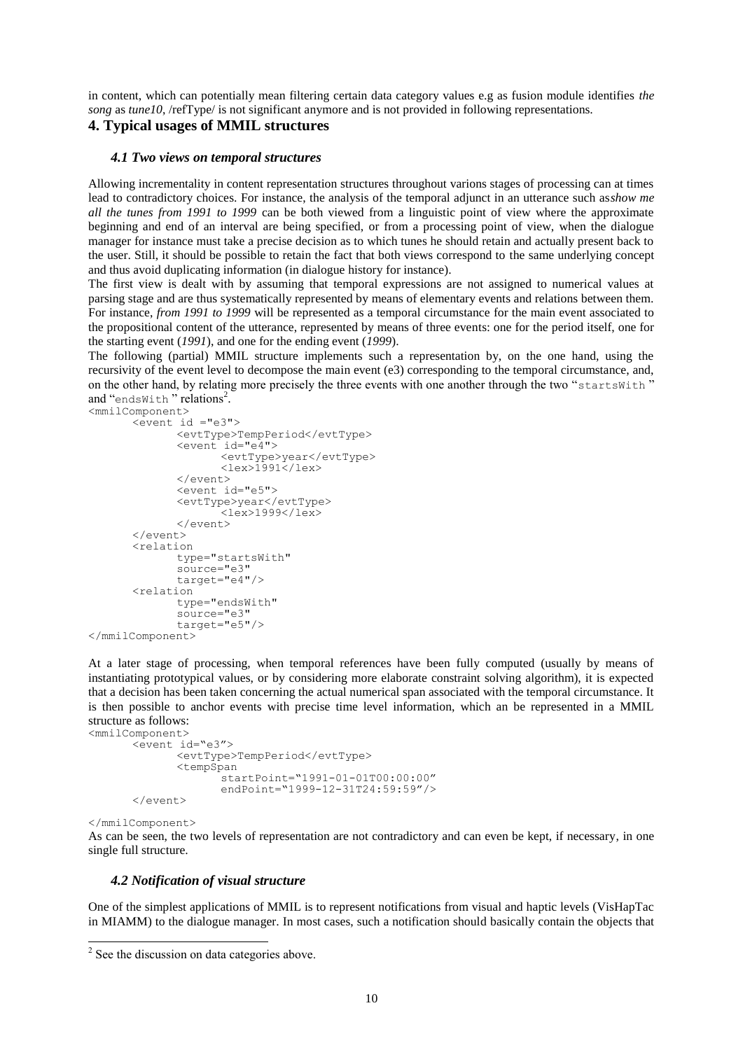in content, which can potentially mean filtering certain data category values e.g as fusion module identifies *the song* as *tune10*, /refType/ is not significant anymore and is not provided in following representations.

## 4. Typical usages of MMIL structures

### *4.1 Two views on temporal structures*

Allowing incrementality in content representation structures throughout varions stages of processing can at times lead to contradictory choices. For instance, the analysis of the temporal adjunct in an utterance such as*show me all the tunes from 1991 to 1999* can be both viewed from a linguistic point of view where the approximate beginning and end of an interval are being specified, or from a processing point of view, when the dialogue manager for instance must take a precise decision as to which tunes he should retain and actually present back to the user. Still, it should be possible to retain the fact that both views correspond to the same underlying concept and thus avoid duplicating information (in dialogue history for instance).

The first view is dealt with by assuming that temporal expressions are not assigned to numerical values at parsing stage and are thus systematically represented by means of elementary events and relations between them. For instance, *from 1991 to 1999* will be represented as a temporal circumstance for the main event associated to the propositional content of the utterance, represented by means of three events: one for the period itself, one for the starting event (*1991*), and one for the ending event (*1999*).

The following (partial) MMIL structure implements such a representation by, on the one hand, using the recursivity of the event level to decompose the main event (e3) corresponding to the temporal circumstance, and, on the other hand, by relating more precisely the three events with one another through the two "`startsWith` " and "`endsWith` " relations[2].

```
<mmilComponent>
	<event id ="e3">
		<evtType>TempPeriod</evtType>
		<event id="e4">
			<evtType>year</evtType>
			<lex>1991</lex>
		</event>
		<event id="e5">
		<evtType>year</evtType>
			<lex>1999</lex>
		</event>
	</event>
	<relation
		type="startsWith"
		source="e3"
		target="e4"/>
	<relation
		type="endsWith"
		source="e3"
		target="e5"/>
</mmilComponent>
```

At a later stage of processing, when temporal references have been fully computed (usually by means of instantiating prototypical values, or by considering more elaborate constraint solving algorithm), it is expected that a decision has been taken concerning the actual numerical span associated with the temporal circumstance. It is then possible to anchor events with precise time level information, which an be represented in a MMIL structure as follows:

```
<mmilComponent>
	<event id="e3">
		<evtType>TempPeriod</evtType>
		<tempSpan
			startPoint="1991-01-01T00:00:00"
			endPoint="1999-12-31T24:59:59"/>
	</event>

</mmilComponent>
```

As can be seen, the two levels of representation are not contradictory and can even be kept, if necessary, in one single full structure.

### *4.2 Notification of visual structure*

One of the simplest applications of MMIL is to represent notifications from visual and haptic levels (VisHapTac in MIAMM) to the dialogue manager. In most cases, such a notification should basically contain the objects that

[2] See the discussion on data categories above.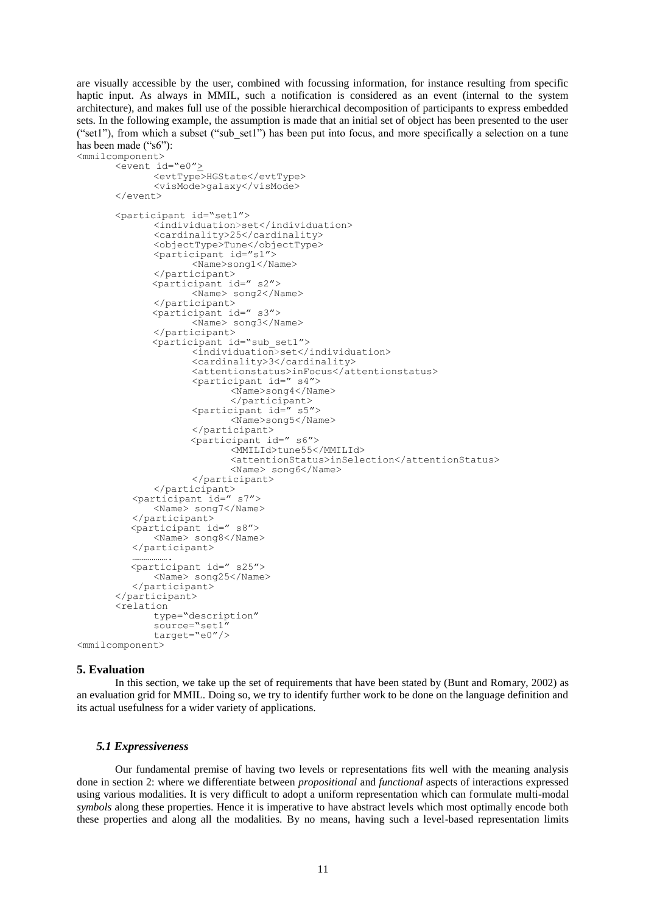are visually accessible by the user, combined with focussing information, for instance resulting from specific haptic input. As always in MMIL, such a notification is considered as an event (internal to the system architecture), and makes full use of the possible hierarchical decomposition of participants to express embedded sets. In the following example, the assumption is made that an initial set of object has been presented to the user ("set1"), from which a subset ("sub_set1") has been put into focus, and more specifically a selection on a tune has been made ("s6"):

```
<mmilcomponent>
       <event id="e0">
              <evtType>HGState</evtType>
              <visMode>galaxy</visMode>
       </event>

       <participant id="set1">
              <individuation>set</individuation>
              <cardinality>25</cardinality>
              <objectType>Tune</objectType>
              <participant id="s1">
                     <Name>song1</Name>
              </participant>
              <participant id=" s2">
                     <Name> song2</Name>
              </participant>
              <participant id=" s3">
                     <Name> song3</Name>
              </participant>
              <participant id="sub_set1">
                     <individuation>set</individuation>
                     <cardinality>3</cardinality>
                     <attentionstatus>inFocus</attentionstatus>
                     <participant id=" s4">
                            <Name>song4</Name>
                            </participant>
                     <participant id=" s5">
                            <Name>song5</Name>
                     </participant>
                     <participant id=" s6">
                            <MMILId>tune55</MMILId>
                            <attentionStatus>inSelection</attentionStatus>
                            <Name> song6</Name>
                     </participant>
              </participant>
          <participant id=" s7">
              <Name> song7</Name>
          </participant>
          <participant id=" s8">
              <Name> song8</Name>
          </participant>
          .................
          <participant id=" s25">
              <Name> song25</Name>
          </participant>
       </participant>
       <relation
              type="description"
              source="set1"
              target="e0"/>
<mmilcomponent>
```

## 5. Evaluation

In this section, we take up the set of requirements that have been stated by (Bunt and Romary, 2002) as an evaluation grid for MMIL. Doing so, we try to identify further work to be done on the language definition and its actual usefulness for a wider variety of applications.

### *5.1 Expressiveness*

Our fundamental premise of having two levels or representations fits well with the meaning analysis done in section 2: where we differentiate between *propositional* and *functional* aspects of interactions expressed using various modalities. It is very difficult to adopt a uniform representation which can formulate multi-modal *symbols* along these properties. Hence it is imperative to have abstract levels which most optimally encode both these properties and along all the modalities. By no means, having such a level-based representation limits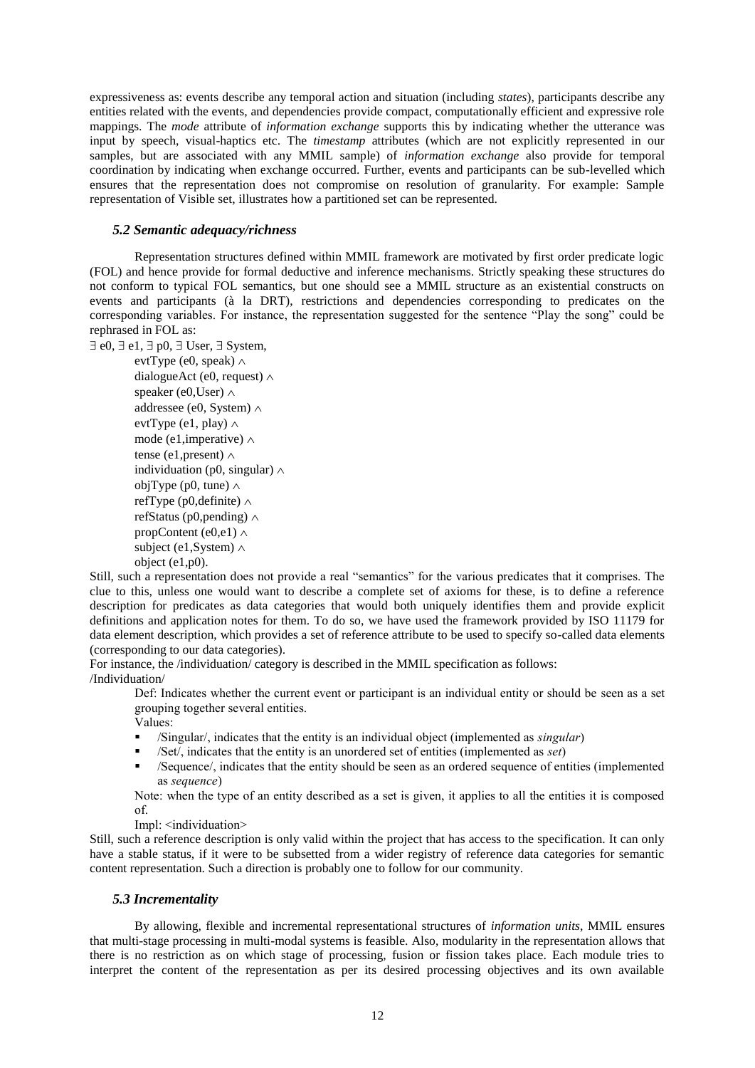expressiveness as: events describe any temporal action and situation (including *states*), participants describe any entities related with the events, and dependencies provide compact, computationally efficient and expressive role mappings. The *mode* attribute of *information exchange* supports this by indicating whether the utterance was input by speech, visual-haptics etc. The *timestamp* attributes (which are not explicitly represented in our samples, but are associated with any MMIL sample) of *information exchange* also provide for temporal coordination by indicating when exchange occurred. Further, events and participants can be sub-levelled which ensures that the representation does not compromise on resolution of granularity. For example: Sample representation of Visible set, illustrates how a partitioned set can be represented.

### *5.2 Semantic adequacy/richness*

Representation structures defined within MMIL framework are motivated by first order predicate logic (FOL) and hence provide for formal deductive and inference mechanisms. Strictly speaking these structures do not conform to typical FOL semantics, but one should see a MMIL structure as an existential constructs on events and participants (à la DRT), restrictions and dependencies corresponding to predicates on the corresponding variables. For instance, the representation suggested for the sentence "Play the song" could be rephrased in FOL as:

∃ e0, ∃ e1, ∃ p0, ∃ User, ∃ System,
evtType (e0, speak) ∧
dialogueAct (e0, request) ∧
speaker (e0,User) ∧
addressee (e0, System) ∧
evtType (e1, play) ∧
mode (e1,imperative) ∧
tense (e1,present) ∧
individuation (p0, singular) ∧
objType (p0, tune) ∧
refType (p0,definite) ∧
refStatus (p0,pending) ∧
propContent (e0,e1) ∧
subject (e1,System) ∧
object (e1,p0).

Still, such a representation does not provide a real "semantics" for the various predicates that it comprises. The clue to this, unless one would want to describe a complete set of axioms for these, is to define a reference description for predicates as data categories that would both uniquely identifies them and provide explicit definitions and application notes for them. To do so, we have used the framework provided by ISO 11179 for data element description, which provides a set of reference attribute to be used to specify so-called data elements (corresponding to our data categories).

For instance, the /individuation/ category is described in the MMIL specification as follows:

/Individuation/

Def: Indicates whether the current event or participant is an individual entity or should be seen as a set grouping together several entities.

Values:

- /Singular/, indicates that the entity is an individual object (implemented as *singular*)
- /Set/, indicates that the entity is an unordered set of entities (implemented as *set*)
- /Sequence/, indicates that the entity should be seen as an ordered sequence of entities (implemented as *sequence*)

Note: when the type of an entity described as a set is given, it applies to all the entities it is composed of.

Impl: <individuation>

Still, such a reference description is only valid within the project that has access to the specification. It can only have a stable status, if it were to be subsetted from a wider registry of reference data categories for semantic content representation. Such a direction is probably one to follow for our community.

### *5.3 Incrementality*

By allowing, flexible and incremental representational structures of *information units*, MMIL ensures that multi-stage processing in multi-modal systems is feasible. Also, modularity in the representation allows that there is no restriction as on which stage of processing, fusion or fission takes place. Each module tries to interpret the content of the representation as per its desired processing objectives and its own available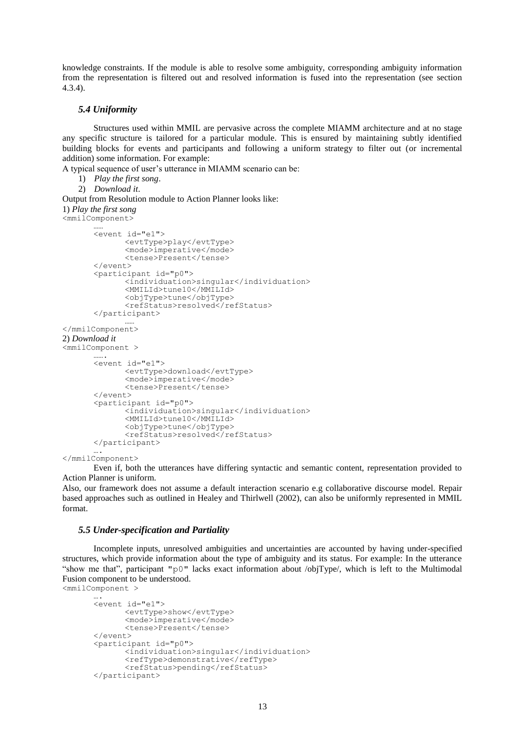knowledge constraints. If the module is able to resolve some ambiguity, corresponding ambiguity information from the representation is filtered out and resolved information is fused into the representation (see section 4.3.4).

### *5.4 Uniformity*

Structures used within MMIL are pervasive across the complete MIAMM architecture and at no stage any specific structure is tailored for a particular module. This is ensured by maintaining subtly identified building blocks for events and participants and following a uniform strategy to filter out (or incremental addition) some information. For example:

A typical sequence of user's utterance in MIAMM scenario can be:

1) *Play the first song*.
2) *Download it*.

Output from Resolution module to Action Planner looks like:

1) *Play the first song*

```
<mmilComponent>
      ……
      <event id="e1">
            <evtType>play</evtType>
            <mode>imperative</mode>
            <tense>Present</tense>
      </event>
      <participant id="p0">
            <individuation>singular</individuation>
            <MMILId>tune10</MMILId>
            <objType>tune</objType>
            <refStatus>resolved</refStatus>
      </participant>
            ……
</mmilComponent>
```

2) *Download it*

```
<mmilComponent >
      …….
      <event id="e1">
            <evtType>download</evtType>
            <mode>imperative</mode>
            <tense>Present</tense>
      </event>
      <participant id="p0">
            <individuation>singular</individuation>
            <MMILId>tune10</MMILId>
            <objType>tune</objType>
            <refStatus>resolved</refStatus>
      </participant>
      ….
</mmilComponent>
```

Even if, both the utterances have differing syntactic and semantic content, representation provided to Action Planner is uniform.

Also, our framework does not assume a default interaction scenario e.g collaborative discourse model. Repair based approaches such as outlined in Healey and Thirlwell (2002), can also be uniformly represented in MMIL format.

### *5.5 Under-specification and Partiality*

Incomplete inputs, unresolved ambiguities and uncertainties are accounted by having under-specified structures, which provide information about the type of ambiguity and its status. For example: In the utterance "show me that", participant "p0" lacks exact information about /objType/, which is left to the Multimodal Fusion component to be understood.

```
<mmilComponent >
      ….
      <event id="e1">
            <evtType>show</evtType>
            <mode>imperative</mode>
            <tense>Present</tense>
      </event>
      <participant id="p0">
            <individuation>singular</individuation>
            <refType>demonstrative</refType>
            <refStatus>pending</refStatus>
      </participant>
```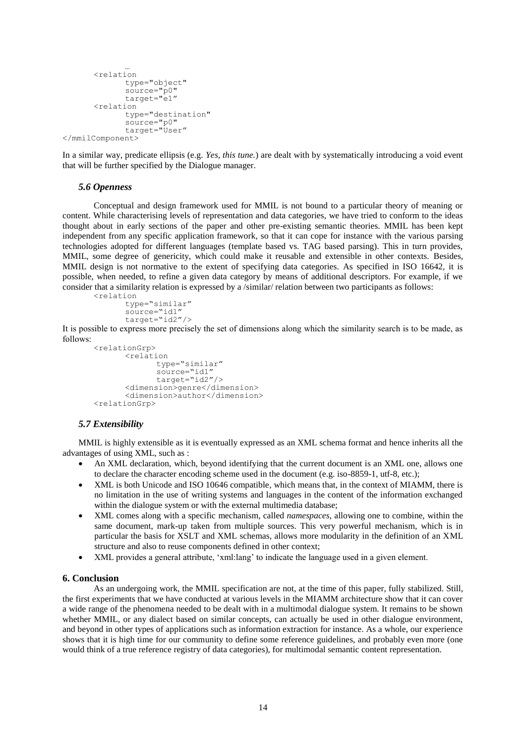```
        …
<relation
        type="object"
        source="p0"
        target="e1"
<relation
        type="destination"
        source="p0"
        target="User"
</mmilComponent>
```

In a similar way, predicate ellipsis (e.g. *Yes, this tune.*) are dealt with by systematically introducing a void event that will be further specified by the Dialogue manager.

### *5.6 Openness*

Conceptual and design framework used for MMIL is not bound to a particular theory of meaning or content. While characterising levels of representation and data categories, we have tried to conform to the ideas thought about in early sections of the paper and other pre-existing semantic theories. MMIL has been kept independent from any specific application framework, so that it can cope for instance with the various parsing technologies adopted for different languages (template based vs. TAG based parsing). This in turn provides, MMIL, some degree of genericity, which could make it reusable and extensible in other contexts. Besides, MMIL design is not normative to the extent of specifying data categories. As specified in ISO 16642, it is possible, when needed, to refine a given data category by means of additional descriptors. For example, if we consider that a similarity relation is expressed by a /similar/ relation between two participants as follows:

```
<relation
        type="similar"
        source="id1"
        target="id2"/>
```

It is possible to express more precisely the set of dimensions along which the similarity search is to be made, as follows:

```
<relationGrp>
        <relation
                type="similar"
                source="id1"
                target="id2"/>
        <dimension>genre</dimension>
        <dimension>author</dimension>
<relationGrp>
```

### *5.7 Extensibility*

MMIL is highly extensible as it is eventually expressed as an XML schema format and hence inherits all the advantages of using XML, such as :

- An XML declaration, which, beyond identifying that the current document is an XML one, allows one to declare the character encoding scheme used in the document (e.g. iso-8859-1, utf-8, etc.);
- XML is both Unicode and ISO 10646 compatible, which means that, in the context of MIAMM, there is no limitation in the use of writing systems and languages in the content of the information exchanged within the dialogue system or with the external multimedia database;
- XML comes along with a specific mechanism, called *namespaces*, allowing one to combine, within the same document, mark-up taken from multiple sources. This very powerful mechanism, which is in particular the basis for XSLT and XML schemas, allows more modularity in the definition of an XML structure and also to reuse components defined in other context;
- XML provides a general attribute, 'xml:lang' to indicate the language used in a given element.

## 6. Conclusion

As an undergoing work, the MMIL specification are not, at the time of this paper, fully stabilized. Still, the first experiments that we have conducted at various levels in the MIAMM architecture show that it can cover a wide range of the phenomena needed to be dealt with in a multimodal dialogue system. It remains to be shown whether MMIL, or any dialect based on similar concepts, can actually be used in other dialogue environment, and beyond in other types of applications such as information extraction for instance. As a whole, our experience shows that it is high time for our community to define some reference guidelines, and probably even more (one would think of a true reference registry of data categories), for multimodal semantic content representation.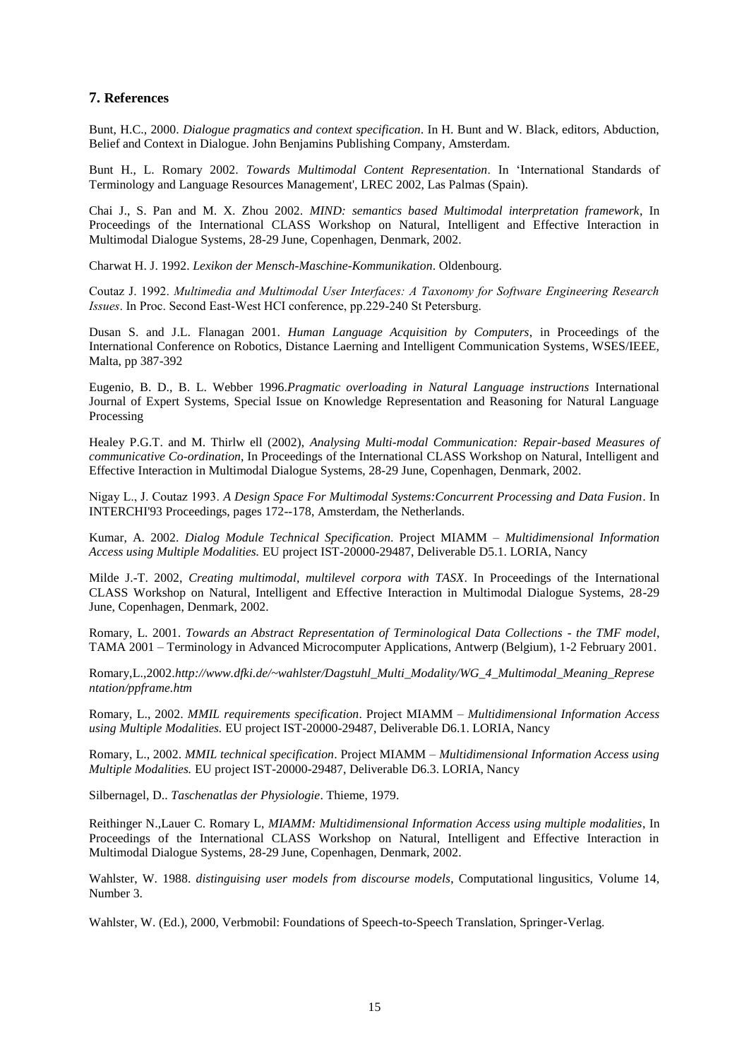## 7. References

Bunt, H.C., 2000. *Dialogue pragmatics and context specification*. In H. Bunt and W. Black, editors, Abduction, Belief and Context in Dialogue. John Benjamins Publishing Company, Amsterdam.

Bunt H., L. Romary 2002. *Towards Multimodal Content Representation*. In 'International Standards of Terminology and Language Resources Management', LREC 2002, Las Palmas (Spain).

Chai J., S. Pan and M. X. Zhou 2002. *MIND: semantics based Multimodal interpretation framework*, In Proceedings of the International CLASS Workshop on Natural, Intelligent and Effective Interaction in Multimodal Dialogue Systems, 28-29 June, Copenhagen, Denmark, 2002.

Charwat H. J. 1992. *Lexikon der Mensch-Maschine-Kommunikation*. Oldenbourg.

Coutaz J. 1992. *Multimedia and Multimodal User Interfaces: A Taxonomy for Software Engineering Research Issues*. In Proc. Second East-West HCI conference, pp.229-240 St Petersburg.

Dusan S. and J.L. Flanagan 2001. *Human Language Acquisition by Computers*, in Proceedings of the International Conference on Robotics, Distance Laerning and Intelligent Communication Systems, WSES/IEEE, Malta, pp 387-392

Eugenio, B. D., B. L. Webber 1996.*Pragmatic overloading in Natural Language instructions* International Journal of Expert Systems, Special Issue on Knowledge Representation and Reasoning for Natural Language Processing

Healey P.G.T. and M. Thirlw ell (2002), *Analysing Multi-modal Communication: Repair-based Measures of communicative Co-ordination*, In Proceedings of the International CLASS Workshop on Natural, Intelligent and Effective Interaction in Multimodal Dialogue Systems, 28-29 June, Copenhagen, Denmark, 2002.

Nigay L., J. Coutaz 1993. *A Design Space For Multimodal Systems:Concurrent Processing and Data Fusion*. In INTERCHI'93 Proceedings, pages 172--178, Amsterdam, the Netherlands.

Kumar, A. 2002. *Dialog Module Technical Specification*. Project MIAMM – *Multidimensional Information Access using Multiple Modalities.* EU project IST-20000-29487, Deliverable D5.1. LORIA, Nancy

Milde J.-T. 2002, *Creating multimodal, multilevel corpora with TASX*. In Proceedings of the International CLASS Workshop on Natural, Intelligent and Effective Interaction in Multimodal Dialogue Systems, 28-29 June, Copenhagen, Denmark, 2002.

Romary, L. 2001. *Towards an Abstract Representation of Terminological Data Collections - the TMF model*, TAMA 2001 – Terminology in Advanced Microcomputer Applications, Antwerp (Belgium), 1-2 February 2001.

Romary,L.,2002.*http://www.dfki.de/~wahlster/Dagstuhl_Multi_Modality/WG_4_Multimodal_Meaning_Representation/ppframe.htm*

Romary, L., 2002. *MMIL requirements specification*. Project MIAMM – *Multidimensional Information Access using Multiple Modalities.* EU project IST-20000-29487, Deliverable D6.1. LORIA, Nancy

Romary, L., 2002. *MMIL technical specification*. Project MIAMM – *Multidimensional Information Access using Multiple Modalities.* EU project IST-20000-29487, Deliverable D6.3. LORIA, Nancy

Silbernagel, D.. *Taschenatlas der Physiologie*. Thieme, 1979.

Reithinger N.,Lauer C. Romary L, *MIAMM: Multidimensional Information Access using multiple modalities*, In Proceedings of the International CLASS Workshop on Natural, Intelligent and Effective Interaction in Multimodal Dialogue Systems, 28-29 June, Copenhagen, Denmark, 2002.

Wahlster, W. 1988. *distinguising user models from discourse models*, Computational lingusitics, Volume 14, Number 3.

Wahlster, W. (Ed.), 2000, Verbmobil: Foundations of Speech-to-Speech Translation, Springer-Verlag.